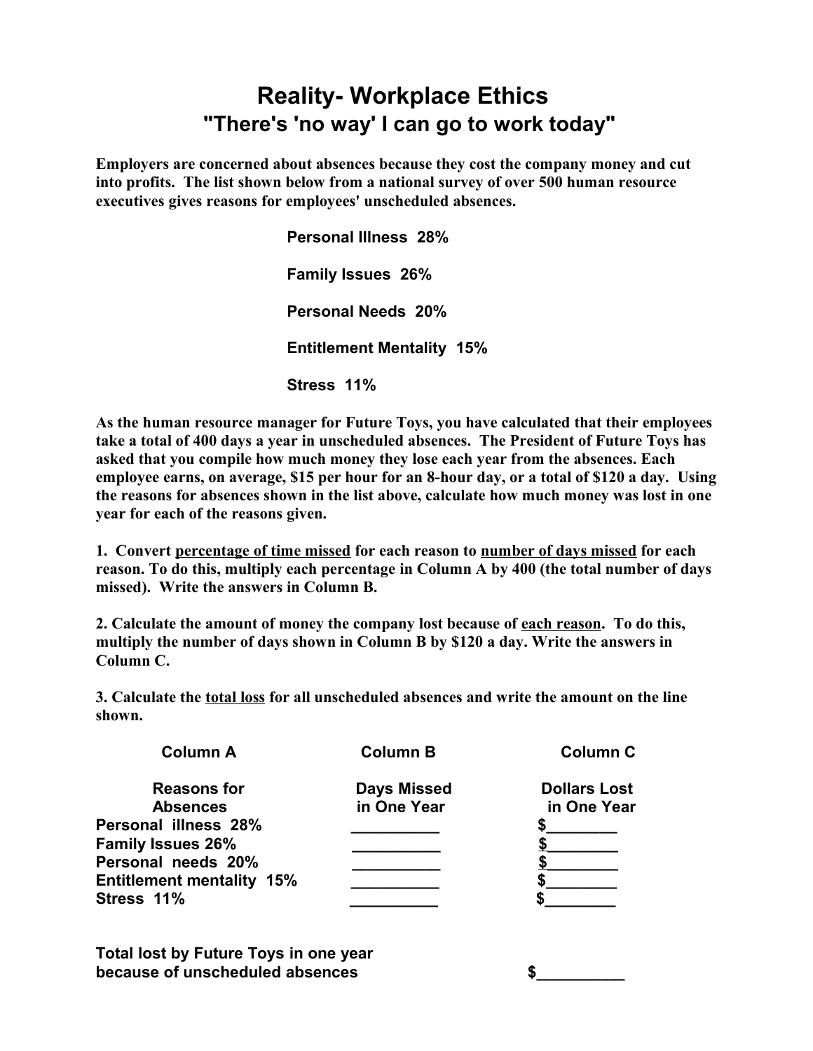# Reality- Workplace Ethics

## "There's 'no way' I can go to work today"

**Employers are concerned about absences because they cost the company money and cut into profits. The list shown below from a national survey of over 500 human resource executives gives reasons for employees' unscheduled absences.**

**Personal Illness 28%**

**Family Issues 26%**

**Personal Needs 20%**

**Entitlement Mentality 15%**

**Stress 11%**

**As the human resource manager for Future Toys, you have calculated that their employees take a total of 400 days a year in unscheduled absences. The President of Future Toys has asked that you compile how much money they lose each year from the absences. Each employee earns, on average, $15 per hour for an 8-hour day, or a total of $120 a day. Using the reasons for absences shown in the list above, calculate how much money was lost in one year for each of the reasons given.**

**1. Convert <u>percentage of time missed</u> for each reason to <u>number of days missed</u> for each reason. To do this, multiply each percentage in Column A by 400 (the total number of days missed). Write the answers in Column B.**

**2. Calculate the amount of money the company lost because of <u>each reason</u>. To do this, multiply the number of days shown in Column B by $120 a day. Write the answers in Column C.**

**3. Calculate the <u>total loss</u> for all unscheduled absences and write the amount on the line shown.**

| Column A<br>Reasons for Absences | Column B<br>Days Missed in One Year | Column C<br>Dollars Lost in One Year |
|---|---|---|
| Personal illness 28% | __________ | $________ |
| Family Issues 26% | __________ | $________ |
| Personal needs 20% | __________ | $________ |
| Entitlement mentality 15% | __________ | $________ |
| Stress 11% | __________ | $________ |

**Total lost by Future Toys in one year because of unscheduled absences** $__________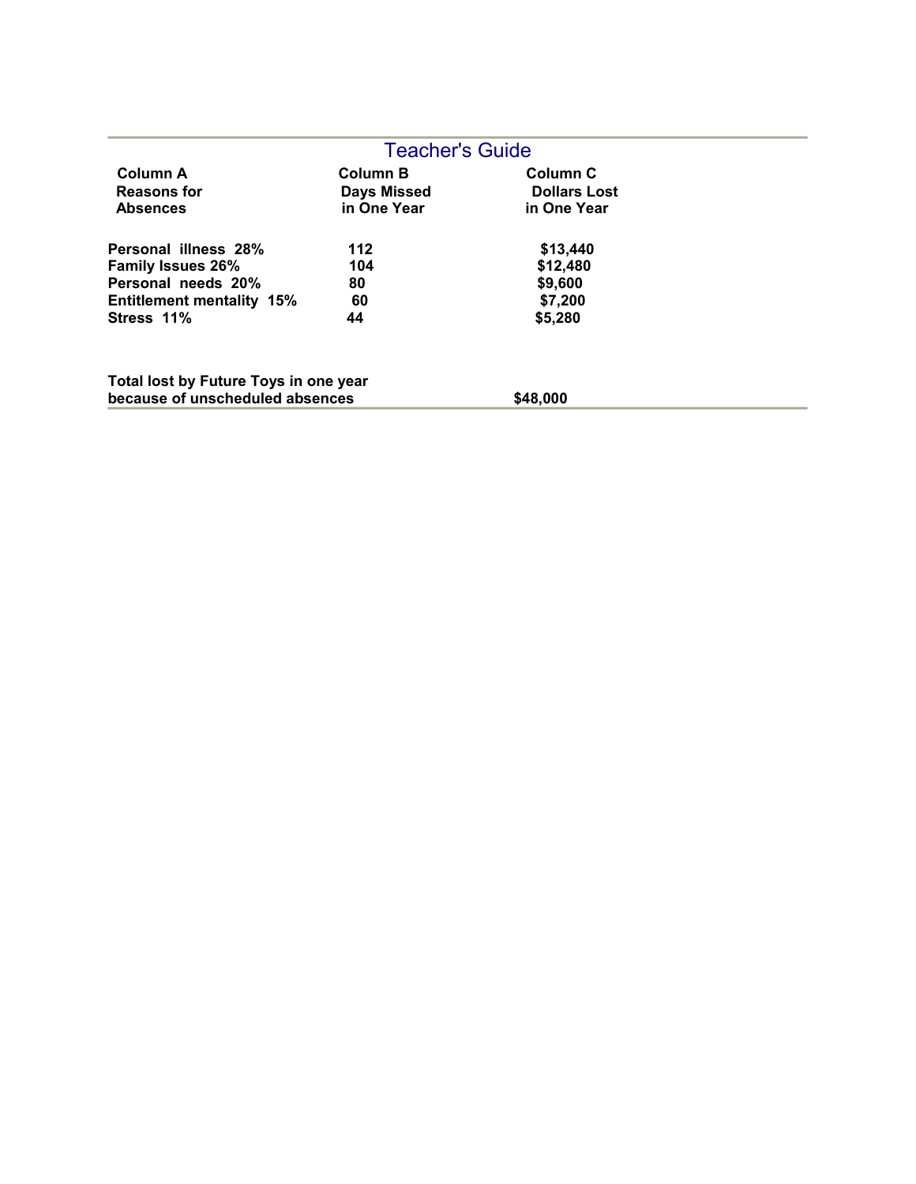## Teacher's Guide

| Column A<br>Reasons for Absences | Column B<br>Days Missed in One Year | Column C<br>Dollars Lost in One Year |
|---|---|---|
| Personal illness 28% | 112 | $13,440 |
| Family Issues 26% | 104 | $12,480 |
| Personal needs 20% | 80 | $9,600 |
| Entitlement mentality 15% | 60 | $7,200 |
| Stress 11% | 44 | $5,280 |
| Total lost by Future Toys in one year because of unscheduled absences | | $48,000 |